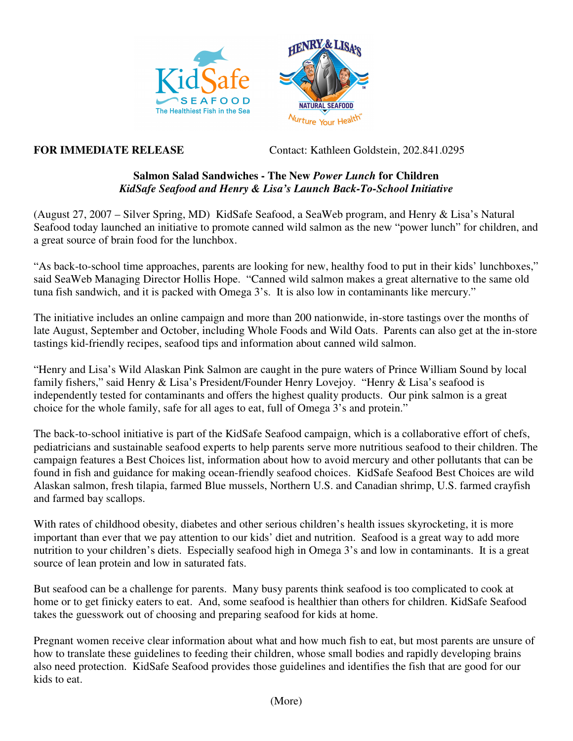**FOR IMMEDIATE RELEASE** Contact: Kathleen Goldstein, 202.841.0295

**Salmon Salad Sandwiches - The New *Power Lunch* for Children**
***KidSafe Seafood and Henry & Lisa's Launch Back-To-School Initiative***

(August 27, 2007 – Silver Spring, MD) KidSafe Seafood, a SeaWeb program, and Henry & Lisa's Natural Seafood today launched an initiative to promote canned wild salmon as the new "power lunch" for children, and a great source of brain food for the lunchbox.

"As back-to-school time approaches, parents are looking for new, healthy food to put in their kids' lunchboxes," said SeaWeb Managing Director Hollis Hope. "Canned wild salmon makes a great alternative to the same old tuna fish sandwich, and it is packed with Omega 3's. It is also low in contaminants like mercury."

The initiative includes an online campaign and more than 200 nationwide, in-store tastings over the months of late August, September and October, including Whole Foods and Wild Oats. Parents can also get at the in-store tastings kid-friendly recipes, seafood tips and information about canned wild salmon.

"Henry and Lisa's Wild Alaskan Pink Salmon are caught in the pure waters of Prince William Sound by local family fishers," said Henry & Lisa's President/Founder Henry Lovejoy. "Henry & Lisa's seafood is independently tested for contaminants and offers the highest quality products. Our pink salmon is a great choice for the whole family, safe for all ages to eat, full of Omega 3's and protein."

The back-to-school initiative is part of the KidSafe Seafood campaign, which is a collaborative effort of chefs, pediatricians and sustainable seafood experts to help parents serve more nutritious seafood to their children. The campaign features a Best Choices list, information about how to avoid mercury and other pollutants that can be found in fish and guidance for making ocean-friendly seafood choices. KidSafe Seafood Best Choices are wild Alaskan salmon, fresh tilapia, farmed Blue mussels, Northern U.S. and Canadian shrimp, U.S. farmed crayfish and farmed bay scallops.

With rates of childhood obesity, diabetes and other serious children's health issues skyrocketing, it is more important than ever that we pay attention to our kids' diet and nutrition. Seafood is a great way to add more nutrition to your children's diets. Especially seafood high in Omega 3's and low in contaminants. It is a great source of lean protein and low in saturated fats.

But seafood can be a challenge for parents. Many busy parents think seafood is too complicated to cook at home or to get finicky eaters to eat. And, some seafood is healthier than others for children. KidSafe Seafood takes the guesswork out of choosing and preparing seafood for kids at home.

Pregnant women receive clear information about what and how much fish to eat, but most parents are unsure of how to translate these guidelines to feeding their children, whose small bodies and rapidly developing brains also need protection. KidSafe Seafood provides those guidelines and identifies the fish that are good for our kids to eat.

(More)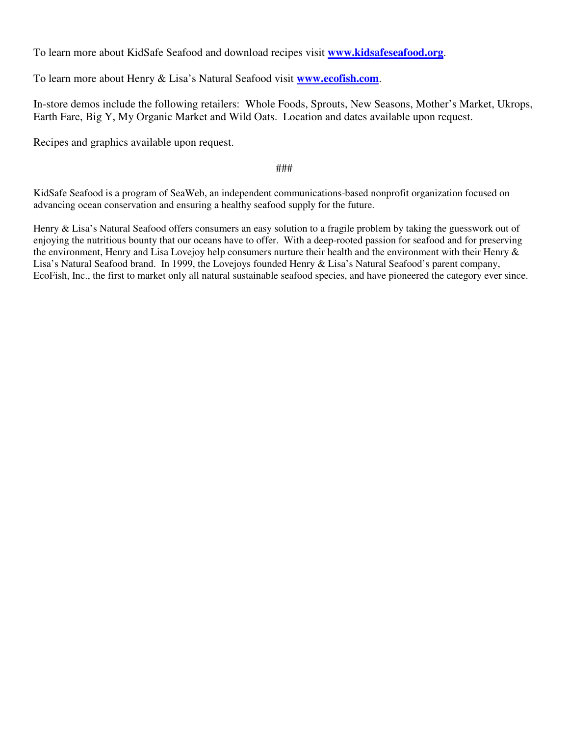To learn more about KidSafe Seafood and download recipes visit **www.kidsafeseafood.org**.

To learn more about Henry & Lisa's Natural Seafood visit **www.ecofish.com**.

In-store demos include the following retailers: Whole Foods, Sprouts, New Seasons, Mother's Market, Ukrops, Earth Fare, Big Y, My Organic Market and Wild Oats. Location and dates available upon request.

Recipes and graphics available upon request.

###

KidSafe Seafood is a program of SeaWeb, an independent communications-based nonprofit organization focused on advancing ocean conservation and ensuring a healthy seafood supply for the future.

Henry & Lisa's Natural Seafood offers consumers an easy solution to a fragile problem by taking the guesswork out of enjoying the nutritious bounty that our oceans have to offer. With a deep-rooted passion for seafood and for preserving the environment, Henry and Lisa Lovejoy help consumers nurture their health and the environment with their Henry & Lisa's Natural Seafood brand. In 1999, the Lovejoys founded Henry & Lisa's Natural Seafood's parent company, EcoFish, Inc., the first to market only all natural sustainable seafood species, and have pioneered the category ever since.